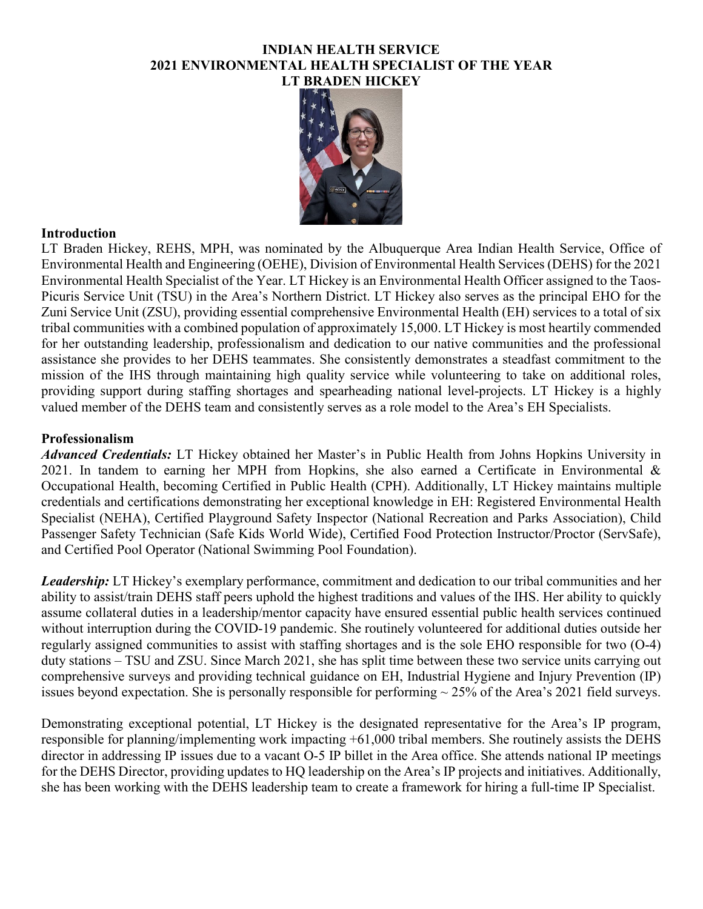# INDIAN HEALTH SERVICE
# 2021 ENVIRONMENTAL HEALTH SPECIALIST OF THE YEAR
# LT BRADEN HICKEY

## Introduction

LT Braden Hickey, REHS, MPH, was nominated by the Albuquerque Area Indian Health Service, Office of Environmental Health and Engineering (OEHE), Division of Environmental Health Services (DEHS) for the 2021 Environmental Health Specialist of the Year. LT Hickey is an Environmental Health Officer assigned to the Taos-Picuris Service Unit (TSU) in the Area's Northern District. LT Hickey also serves as the principal EHO for the Zuni Service Unit (ZSU), providing essential comprehensive Environmental Health (EH) services to a total of six tribal communities with a combined population of approximately 15,000. LT Hickey is most heartily commended for her outstanding leadership, professionalism and dedication to our native communities and the professional assistance she provides to her DEHS teammates. She consistently demonstrates a steadfast commitment to the mission of the IHS through maintaining high quality service while volunteering to take on additional roles, providing support during staffing shortages and spearheading national level-projects. LT Hickey is a highly valued member of the DEHS team and consistently serves as a role model to the Area's EH Specialists.

## Professionalism

***Advanced Credentials:*** LT Hickey obtained her Master's in Public Health from Johns Hopkins University in 2021. In tandem to earning her MPH from Hopkins, she also earned a Certificate in Environmental & Occupational Health, becoming Certified in Public Health (CPH). Additionally, LT Hickey maintains multiple credentials and certifications demonstrating her exceptional knowledge in EH: Registered Environmental Health Specialist (NEHA), Certified Playground Safety Inspector (National Recreation and Parks Association), Child Passenger Safety Technician (Safe Kids World Wide), Certified Food Protection Instructor/Proctor (ServSafe), and Certified Pool Operator (National Swimming Pool Foundation).

***Leadership:*** LT Hickey's exemplary performance, commitment and dedication to our tribal communities and her ability to assist/train DEHS staff peers uphold the highest traditions and values of the IHS. Her ability to quickly assume collateral duties in a leadership/mentor capacity have ensured essential public health services continued without interruption during the COVID-19 pandemic. She routinely volunteered for additional duties outside her regularly assigned communities to assist with staffing shortages and is the sole EHO responsible for two (O-4) duty stations – TSU and ZSU. Since March 2021, she has split time between these two service units carrying out comprehensive surveys and providing technical guidance on EH, Industrial Hygiene and Injury Prevention (IP) issues beyond expectation. She is personally responsible for performing ~ 25% of the Area's 2021 field surveys.

Demonstrating exceptional potential, LT Hickey is the designated representative for the Area's IP program, responsible for planning/implementing work impacting +61,000 tribal members. She routinely assists the DEHS director in addressing IP issues due to a vacant O-5 IP billet in the Area office. She attends national IP meetings for the DEHS Director, providing updates to HQ leadership on the Area's IP projects and initiatives. Additionally, she has been working with the DEHS leadership team to create a framework for hiring a full-time IP Specialist.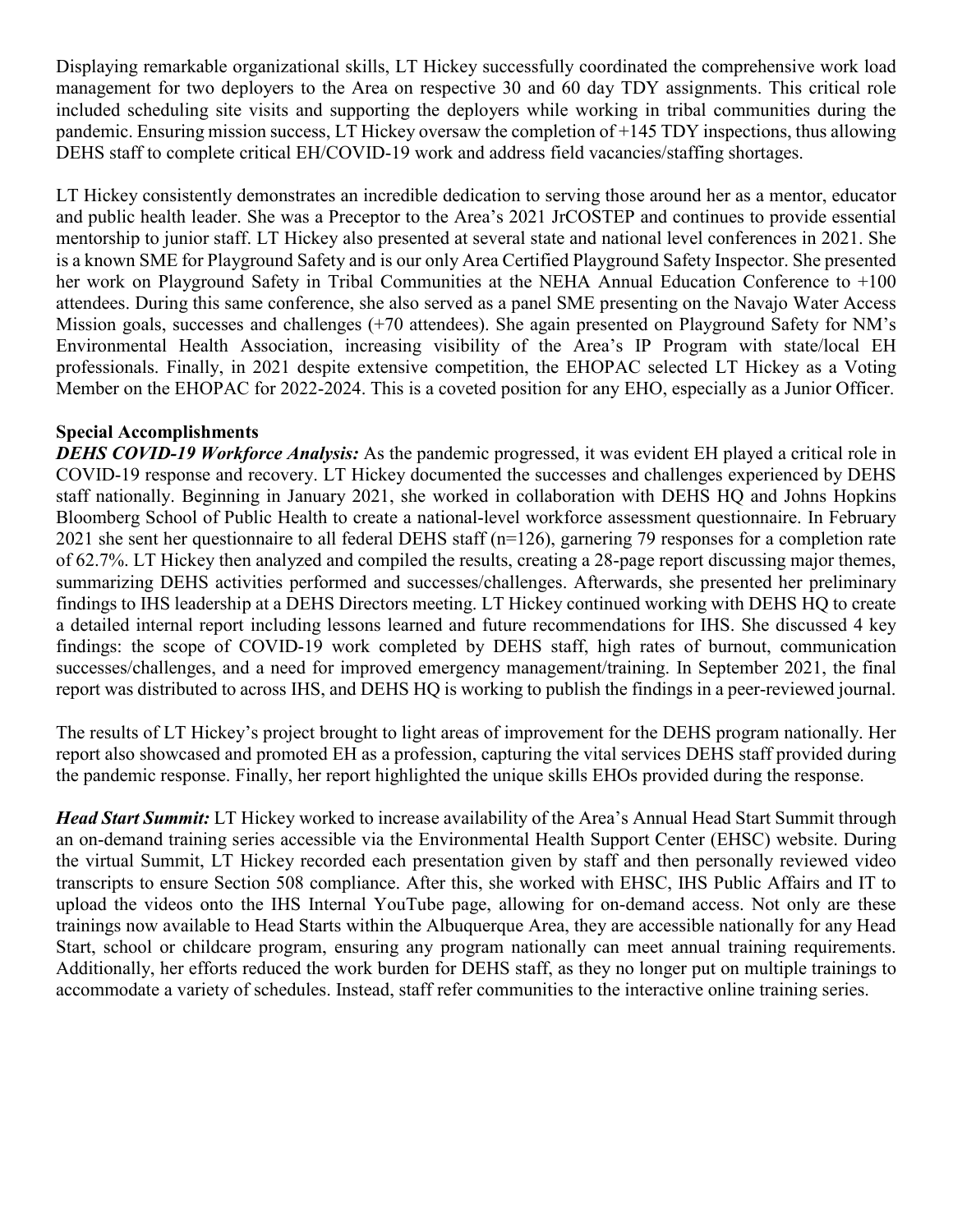Displaying remarkable organizational skills, LT Hickey successfully coordinated the comprehensive work load management for two deployers to the Area on respective 30 and 60 day TDY assignments. This critical role included scheduling site visits and supporting the deployers while working in tribal communities during the pandemic. Ensuring mission success, LT Hickey oversaw the completion of +145 TDY inspections, thus allowing DEHS staff to complete critical EH/COVID-19 work and address field vacancies/staffing shortages.

LT Hickey consistently demonstrates an incredible dedication to serving those around her as a mentor, educator and public health leader. She was a Preceptor to the Area's 2021 JrCOSTEP and continues to provide essential mentorship to junior staff. LT Hickey also presented at several state and national level conferences in 2021. She is a known SME for Playground Safety and is our only Area Certified Playground Safety Inspector. She presented her work on Playground Safety in Tribal Communities at the NEHA Annual Education Conference to +100 attendees. During this same conference, she also served as a panel SME presenting on the Navajo Water Access Mission goals, successes and challenges (+70 attendees). She again presented on Playground Safety for NM's Environmental Health Association, increasing visibility of the Area's IP Program with state/local EH professionals. Finally, in 2021 despite extensive competition, the EHOPAC selected LT Hickey as a Voting Member on the EHOPAC for 2022-2024. This is a coveted position for any EHO, especially as a Junior Officer.

**Special Accomplishments**

***DEHS COVID-19 Workforce Analysis:*** As the pandemic progressed, it was evident EH played a critical role in COVID-19 response and recovery. LT Hickey documented the successes and challenges experienced by DEHS staff nationally. Beginning in January 2021, she worked in collaboration with DEHS HQ and Johns Hopkins Bloomberg School of Public Health to create a national-level workforce assessment questionnaire. In February 2021 she sent her questionnaire to all federal DEHS staff (n=126), garnering 79 responses for a completion rate of 62.7%. LT Hickey then analyzed and compiled the results, creating a 28-page report discussing major themes, summarizing DEHS activities performed and successes/challenges. Afterwards, she presented her preliminary findings to IHS leadership at a DEHS Directors meeting. LT Hickey continued working with DEHS HQ to create a detailed internal report including lessons learned and future recommendations for IHS. She discussed 4 key findings: the scope of COVID-19 work completed by DEHS staff, high rates of burnout, communication successes/challenges, and a need for improved emergency management/training. In September 2021, the final report was distributed to across IHS, and DEHS HQ is working to publish the findings in a peer-reviewed journal.

The results of LT Hickey's project brought to light areas of improvement for the DEHS program nationally. Her report also showcased and promoted EH as a profession, capturing the vital services DEHS staff provided during the pandemic response. Finally, her report highlighted the unique skills EHOs provided during the response.

***Head Start Summit:*** LT Hickey worked to increase availability of the Area's Annual Head Start Summit through an on-demand training series accessible via the Environmental Health Support Center (EHSC) website. During the virtual Summit, LT Hickey recorded each presentation given by staff and then personally reviewed video transcripts to ensure Section 508 compliance. After this, she worked with EHSC, IHS Public Affairs and IT to upload the videos onto the IHS Internal YouTube page, allowing for on-demand access. Not only are these trainings now available to Head Starts within the Albuquerque Area, they are accessible nationally for any Head Start, school or childcare program, ensuring any program nationally can meet annual training requirements. Additionally, her efforts reduced the work burden for DEHS staff, as they no longer put on multiple trainings to accommodate a variety of schedules. Instead, staff refer communities to the interactive online training series.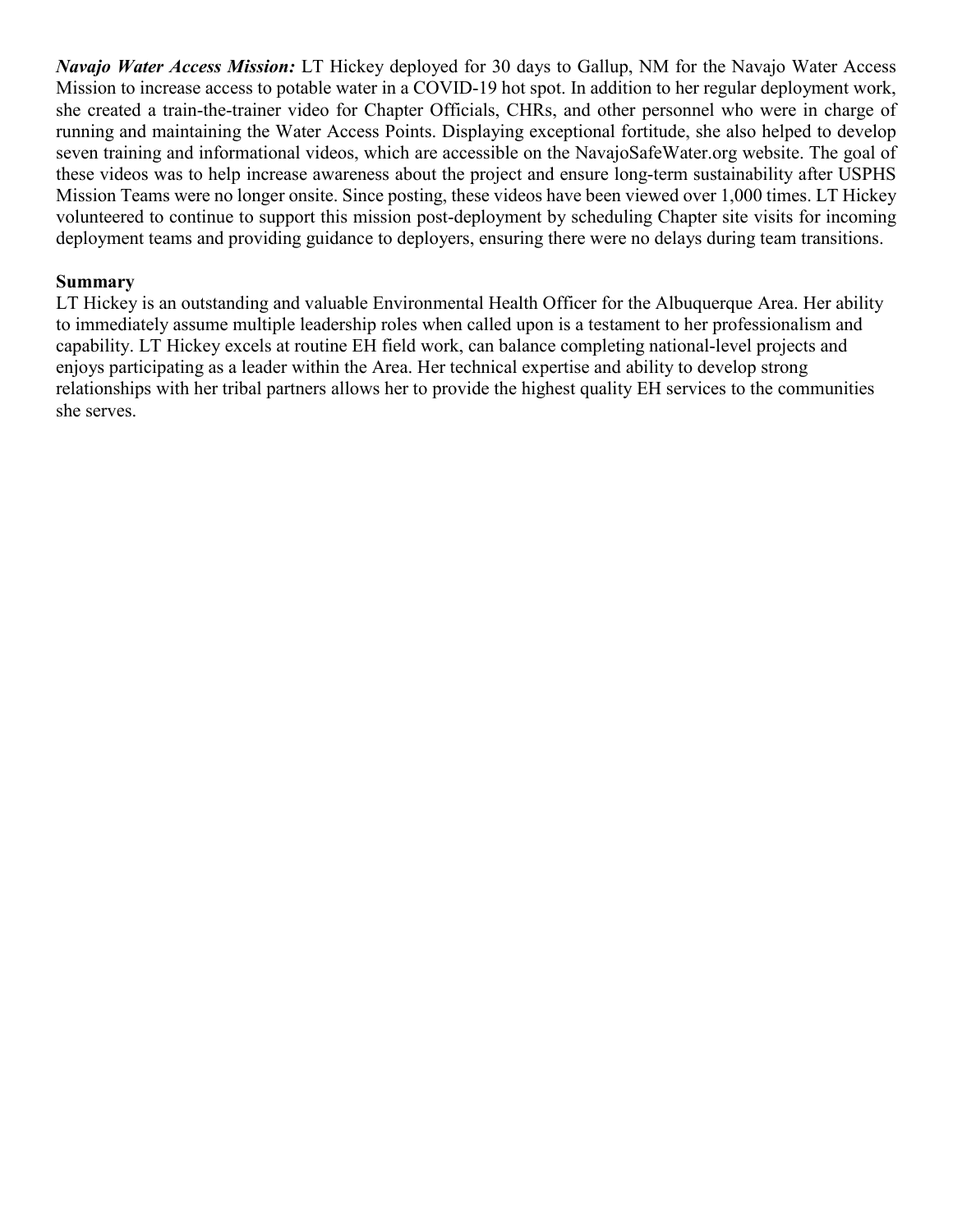***Navajo Water Access Mission:*** LT Hickey deployed for 30 days to Gallup, NM for the Navajo Water Access Mission to increase access to potable water in a COVID-19 hot spot. In addition to her regular deployment work, she created a train-the-trainer video for Chapter Officials, CHRs, and other personnel who were in charge of running and maintaining the Water Access Points. Displaying exceptional fortitude, she also helped to develop seven training and informational videos, which are accessible on the NavajoSafeWater.org website. The goal of these videos was to help increase awareness about the project and ensure long-term sustainability after USPHS Mission Teams were no longer onsite. Since posting, these videos have been viewed over 1,000 times. LT Hickey volunteered to continue to support this mission post-deployment by scheduling Chapter site visits for incoming deployment teams and providing guidance to deployers, ensuring there were no delays during team transitions.

**Summary**

LT Hickey is an outstanding and valuable Environmental Health Officer for the Albuquerque Area. Her ability to immediately assume multiple leadership roles when called upon is a testament to her professionalism and capability. LT Hickey excels at routine EH field work, can balance completing national-level projects and enjoys participating as a leader within the Area. Her technical expertise and ability to develop strong relationships with her tribal partners allows her to provide the highest quality EH services to the communities she serves.